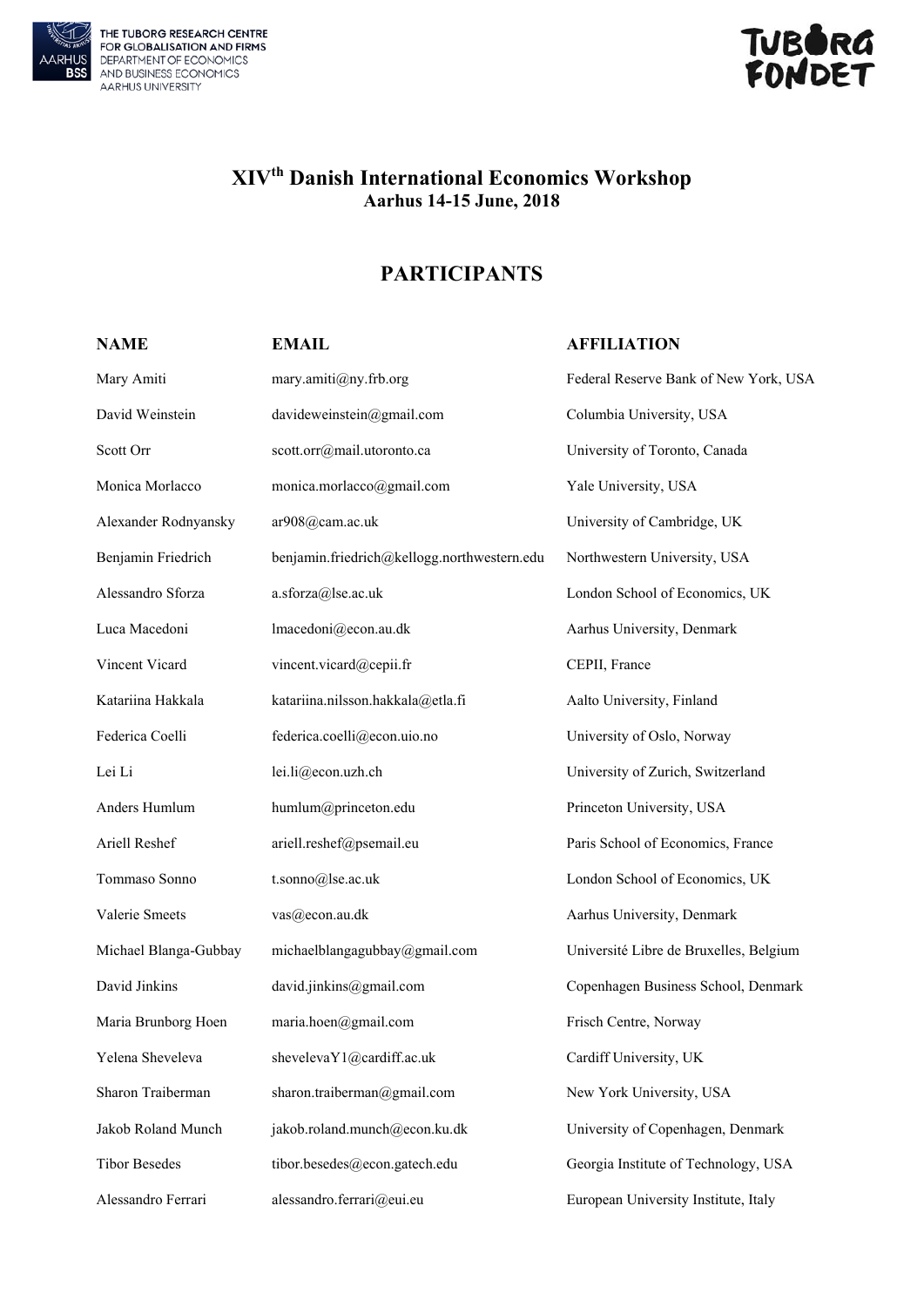THE TUBORG RESEARCH CENTRE FOR GLOBALISATION AND FIRMS
DEPARTMENT OF ECONOMICS AND BUSINESS ECONOMICS
AARHUS UNIVERSITY

TUBORG FONDET

# XIV$^{th}$ Danish International Economics Workshop

**Aarhus 14-15 June, 2018**

## PARTICIPANTS

| NAME | EMAIL | AFFILIATION |
|---|---|---|
| Mary Amiti | mary.amiti@ny.frb.org | Federal Reserve Bank of New York, USA |
| David Weinstein | davideweinstein@gmail.com | Columbia University, USA |
| Scott Orr | scott.orr@mail.utoronto.ca | University of Toronto, Canada |
| Monica Morlacco | monica.morlacco@gmail.com | Yale University, USA |
| Alexander Rodnyansky | ar908@cam.ac.uk | University of Cambridge, UK |
| Benjamin Friedrich | benjamin.friedrich@kellogg.northwestern.edu | Northwestern University, USA |
| Alessandro Sforza | a.sforza@lse.ac.uk | London School of Economics, UK |
| Luca Macedoni | lmacedoni@econ.au.dk | Aarhus University, Denmark |
| Vincent Vicard | vincent.vicard@cepii.fr | CEPII, France |
| Katariina Hakkala | katariina.nilsson.hakkala@etla.fi | Aalto University, Finland |
| Federica Coelli | federica.coelli@econ.uio.no | University of Oslo, Norway |
| Lei Li | lei.li@econ.uzh.ch | University of Zurich, Switzerland |
| Anders Humlum | humlum@princeton.edu | Princeton University, USA |
| Ariell Reshef | ariell.reshef@psemail.eu | Paris School of Economics, France |
| Tommaso Sonno | t.sonno@lse.ac.uk | London School of Economics, UK |
| Valerie Smeets | vas@econ.au.dk | Aarhus University, Denmark |
| Michael Blanga-Gubbay | michaelblangagubbay@gmail.com | Université Libre de Bruxelles, Belgium |
| David Jinkins | david.jinkins@gmail.com | Copenhagen Business School, Denmark |
| Maria Brunborg Hoen | maria.hoen@gmail.com | Frisch Centre, Norway |
| Yelena Sheveleva | shevelevaY1@cardiff.ac.uk | Cardiff University, UK |
| Sharon Traiberman | sharon.traiberman@gmail.com | New York University, USA |
| Jakob Roland Munch | jakob.roland.munch@econ.ku.dk | University of Copenhagen, Denmark |
| Tibor Besedes | tibor.besedes@econ.gatech.edu | Georgia Institute of Technology, USA |
| Alessandro Ferrari | alessandro.ferrari@eui.eu | European University Institute, Italy |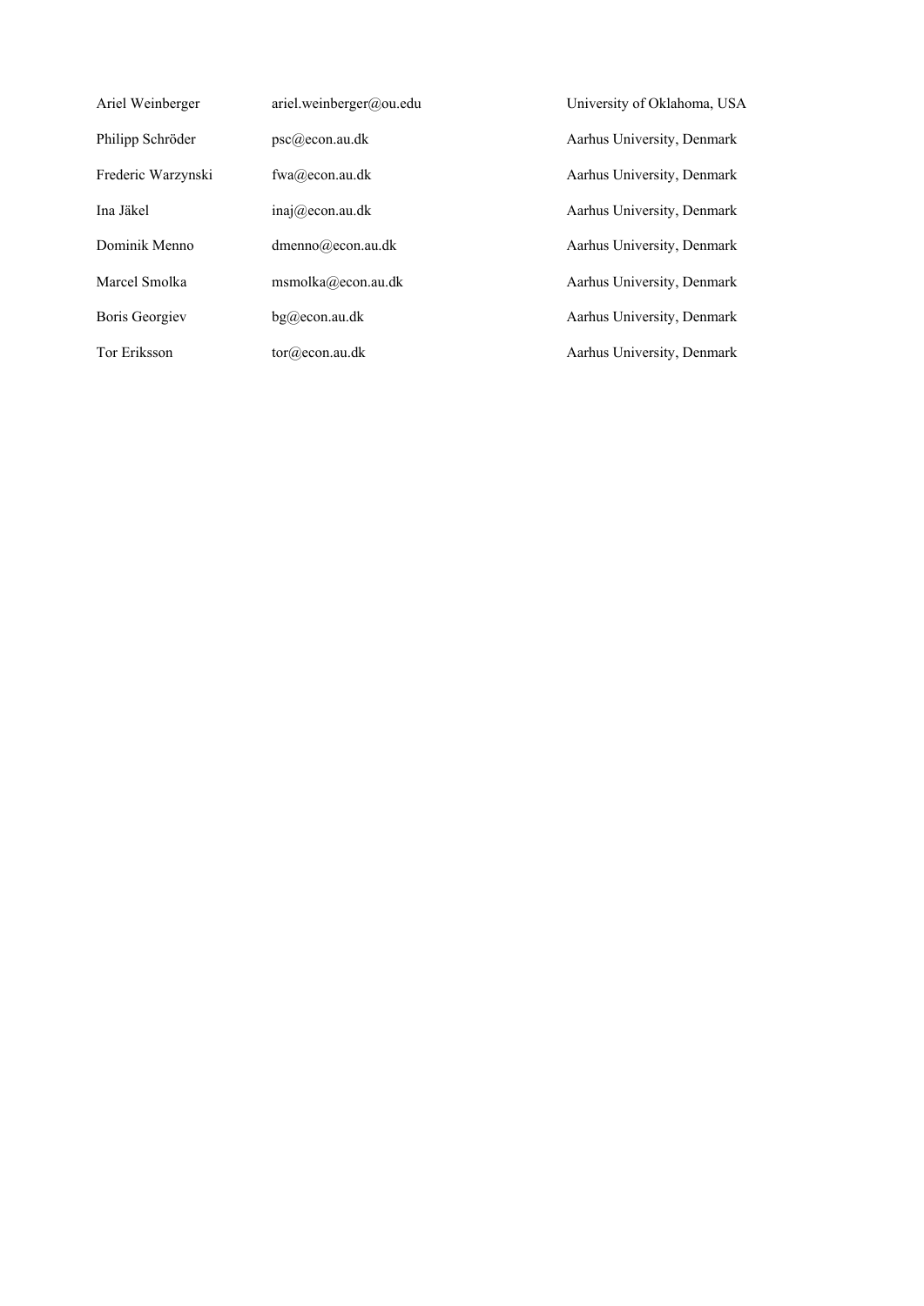| | | |
|---|---|---|
| Ariel Weinberger | ariel.weinberger@ou.edu | University of Oklahoma, USA |
| Philipp Schröder | psc@econ.au.dk | Aarhus University, Denmark |
| Frederic Warzynski | fwa@econ.au.dk | Aarhus University, Denmark |
| Ina Jäkel | inaj@econ.au.dk | Aarhus University, Denmark |
| Dominik Menno | dmenno@econ.au.dk | Aarhus University, Denmark |
| Marcel Smolka | msmolka@econ.au.dk | Aarhus University, Denmark |
| Boris Georgiev | bg@econ.au.dk | Aarhus University, Denmark |
| Tor Eriksson | tor@econ.au.dk | Aarhus University, Denmark |